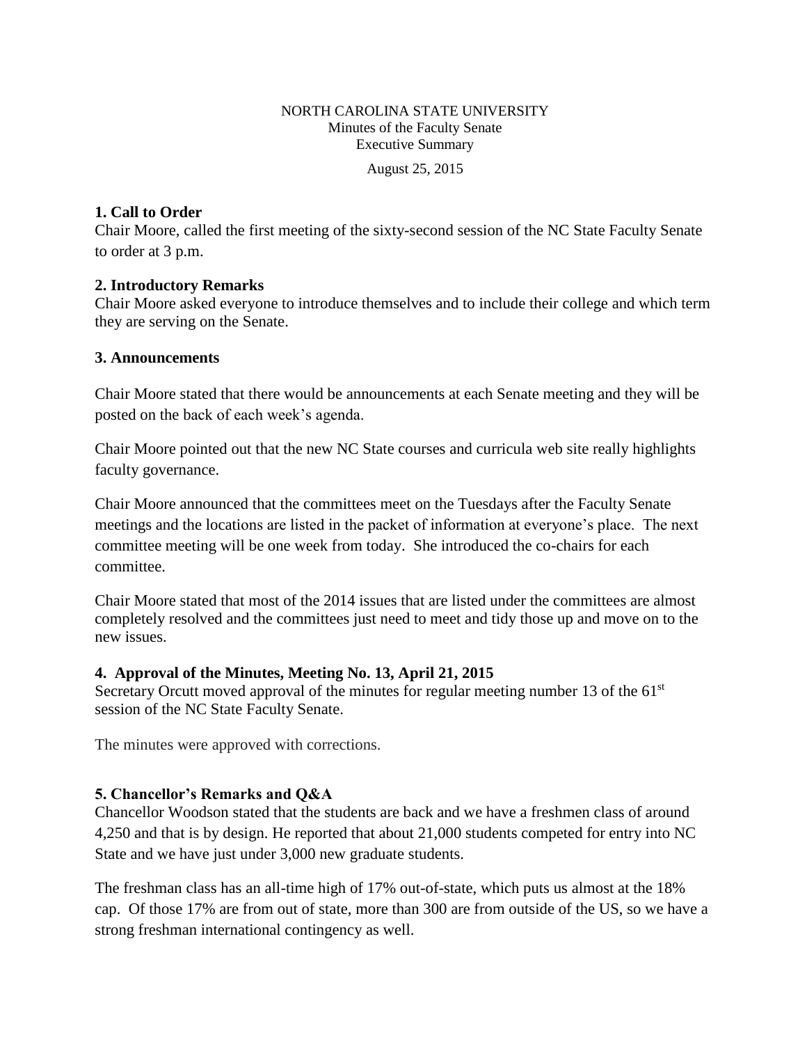NORTH CAROLINA STATE UNIVERSITY
Minutes of the Faculty Senate
Executive Summary

August 25, 2015

### 1. Call to Order

Chair Moore, called the first meeting of the sixty-second session of the NC State Faculty Senate to order at 3 p.m.

### 2. Introductory Remarks

Chair Moore asked everyone to introduce themselves and to include their college and which term they are serving on the Senate.

### 3. Announcements

Chair Moore stated that there would be announcements at each Senate meeting and they will be posted on the back of each week's agenda.

Chair Moore pointed out that the new NC State courses and curricula web site really highlights faculty governance.

Chair Moore announced that the committees meet on the Tuesdays after the Faculty Senate meetings and the locations are listed in the packet of information at everyone's place. The next committee meeting will be one week from today. She introduced the co-chairs for each committee.

Chair Moore stated that most of the 2014 issues that are listed under the committees are almost completely resolved and the committees just need to meet and tidy those up and move on to the new issues.

### 4. Approval of the Minutes, Meeting No. 13, April 21, 2015

Secretary Orcutt moved approval of the minutes for regular meeting number 13 of the 61st session of the NC State Faculty Senate.

The minutes were approved with corrections.

### 5. Chancellor's Remarks and Q&A

Chancellor Woodson stated that the students are back and we have a freshmen class of around 4,250 and that is by design. He reported that about 21,000 students competed for entry into NC State and we have just under 3,000 new graduate students.

The freshman class has an all-time high of 17% out-of-state, which puts us almost at the 18% cap. Of those 17% are from out of state, more than 300 are from outside of the US, so we have a strong freshman international contingency as well.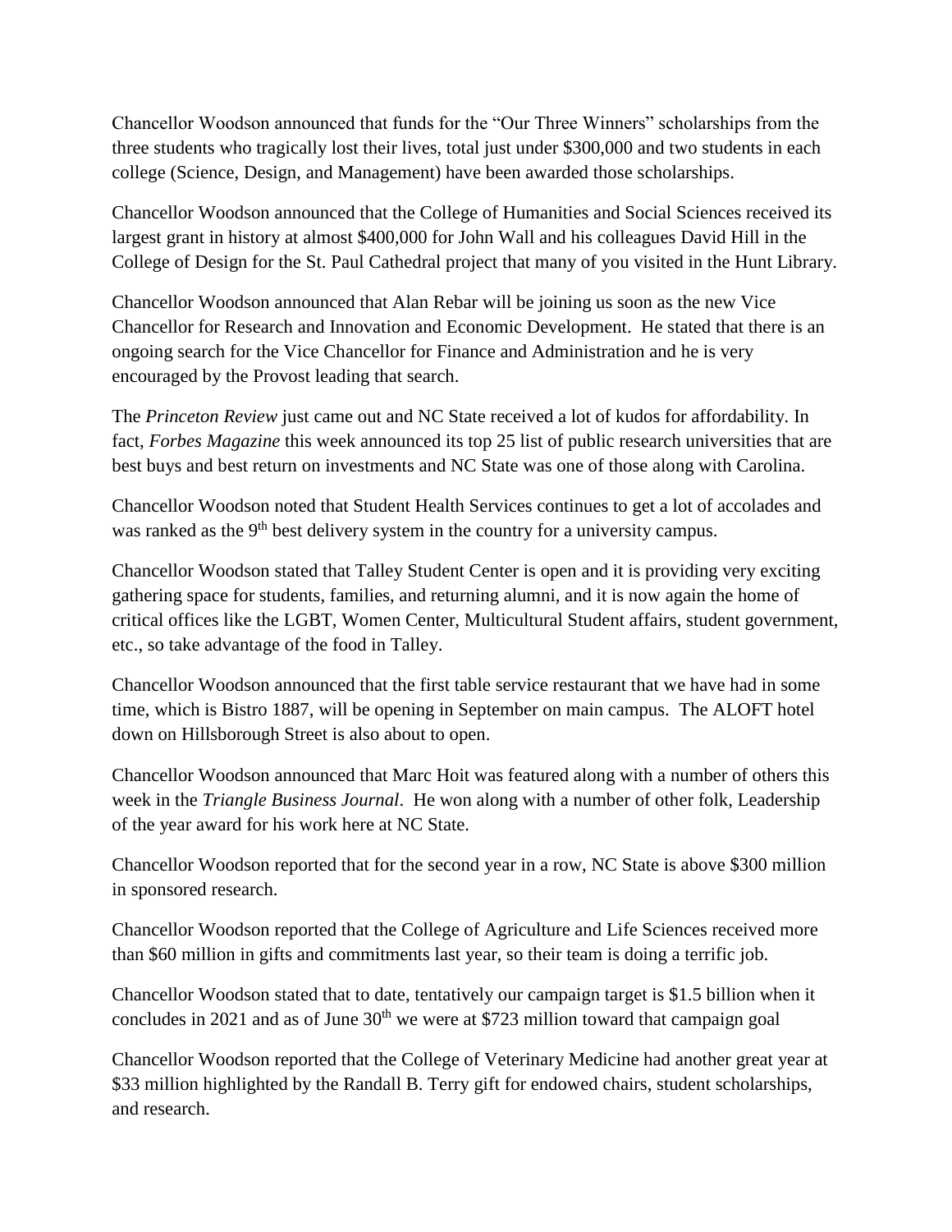Chancellor Woodson announced that funds for the "Our Three Winners" scholarships from the three students who tragically lost their lives, total just under $300,000 and two students in each college (Science, Design, and Management) have been awarded those scholarships.

Chancellor Woodson announced that the College of Humanities and Social Sciences received its largest grant in history at almost $400,000 for John Wall and his colleagues David Hill in the College of Design for the St. Paul Cathedral project that many of you visited in the Hunt Library.

Chancellor Woodson announced that Alan Rebar will be joining us soon as the new Vice Chancellor for Research and Innovation and Economic Development. He stated that there is an ongoing search for the Vice Chancellor for Finance and Administration and he is very encouraged by the Provost leading that search.

The *Princeton Review* just came out and NC State received a lot of kudos for affordability. In fact, *Forbes Magazine* this week announced its top 25 list of public research universities that are best buys and best return on investments and NC State was one of those along with Carolina.

Chancellor Woodson noted that Student Health Services continues to get a lot of accolades and was ranked as the 9th best delivery system in the country for a university campus.

Chancellor Woodson stated that Talley Student Center is open and it is providing very exciting gathering space for students, families, and returning alumni, and it is now again the home of critical offices like the LGBT, Women Center, Multicultural Student affairs, student government, etc., so take advantage of the food in Talley.

Chancellor Woodson announced that the first table service restaurant that we have had in some time, which is Bistro 1887, will be opening in September on main campus. The ALOFT hotel down on Hillsborough Street is also about to open.

Chancellor Woodson announced that Marc Hoit was featured along with a number of others this week in the *Triangle Business Journal*. He won along with a number of other folk, Leadership of the year award for his work here at NC State.

Chancellor Woodson reported that for the second year in a row, NC State is above $300 million in sponsored research.

Chancellor Woodson reported that the College of Agriculture and Life Sciences received more than $60 million in gifts and commitments last year, so their team is doing a terrific job.

Chancellor Woodson stated that to date, tentatively our campaign target is $1.5 billion when it concludes in 2021 and as of June 30th we were at $723 million toward that campaign goal

Chancellor Woodson reported that the College of Veterinary Medicine had another great year at $33 million highlighted by the Randall B. Terry gift for endowed chairs, student scholarships, and research.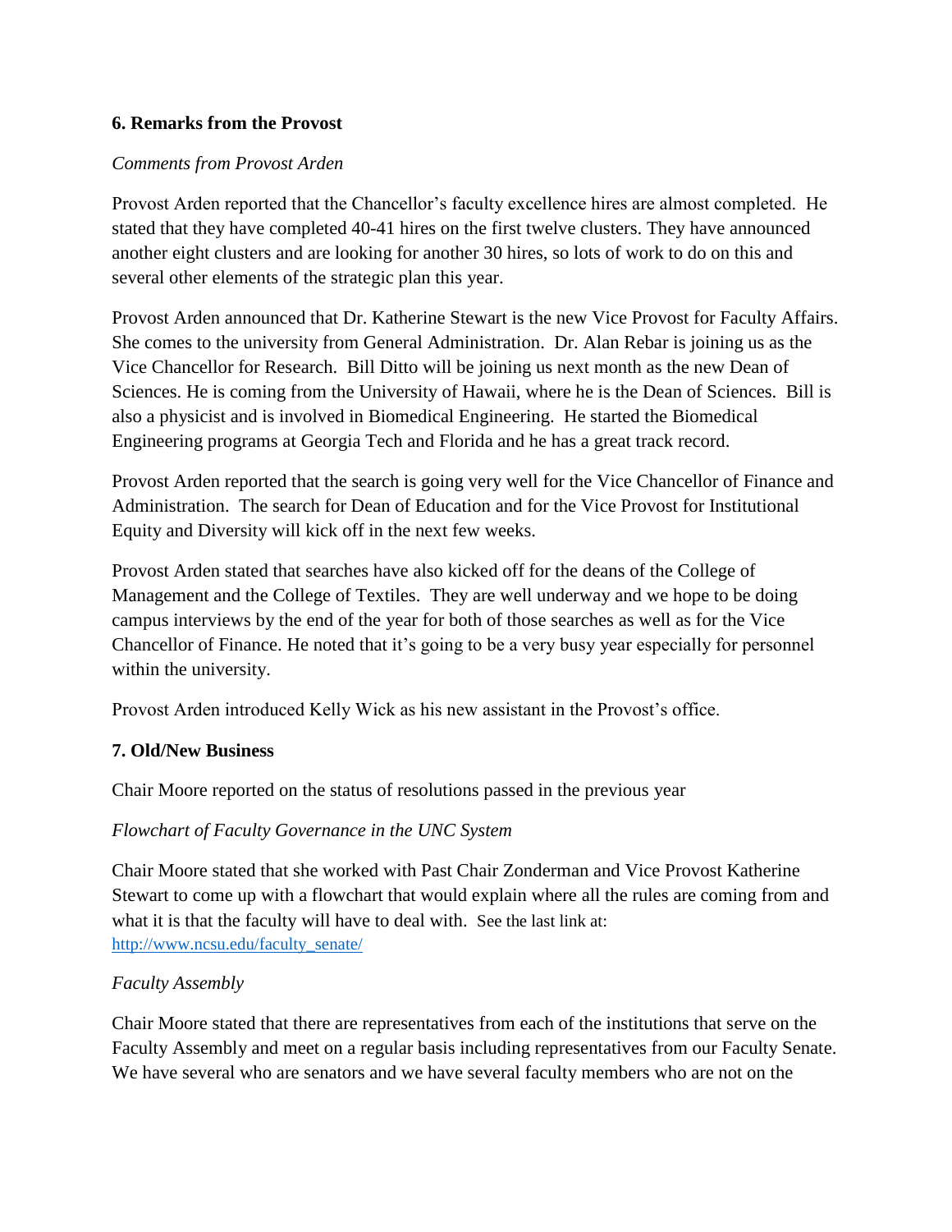### 6. Remarks from the Provost

*Comments from Provost Arden*

Provost Arden reported that the Chancellor's faculty excellence hires are almost completed. He stated that they have completed 40-41 hires on the first twelve clusters. They have announced another eight clusters and are looking for another 30 hires, so lots of work to do on this and several other elements of the strategic plan this year.

Provost Arden announced that Dr. Katherine Stewart is the new Vice Provost for Faculty Affairs. She comes to the university from General Administration. Dr. Alan Rebar is joining us as the Vice Chancellor for Research. Bill Ditto will be joining us next month as the new Dean of Sciences. He is coming from the University of Hawaii, where he is the Dean of Sciences. Bill is also a physicist and is involved in Biomedical Engineering. He started the Biomedical Engineering programs at Georgia Tech and Florida and he has a great track record.

Provost Arden reported that the search is going very well for the Vice Chancellor of Finance and Administration. The search for Dean of Education and for the Vice Provost for Institutional Equity and Diversity will kick off in the next few weeks.

Provost Arden stated that searches have also kicked off for the deans of the College of Management and the College of Textiles. They are well underway and we hope to be doing campus interviews by the end of the year for both of those searches as well as for the Vice Chancellor of Finance. He noted that it's going to be a very busy year especially for personnel within the university.

Provost Arden introduced Kelly Wick as his new assistant in the Provost's office.

### 7. Old/New Business

Chair Moore reported on the status of resolutions passed in the previous year

*Flowchart of Faculty Governance in the UNC System*

Chair Moore stated that she worked with Past Chair Zonderman and Vice Provost Katherine Stewart to come up with a flowchart that would explain where all the rules are coming from and what it is that the faculty will have to deal with. See the last link at: [http://www.ncsu.edu/faculty_senate/](http://www.ncsu.edu/faculty_senate/)

*Faculty Assembly*

Chair Moore stated that there are representatives from each of the institutions that serve on the Faculty Assembly and meet on a regular basis including representatives from our Faculty Senate. We have several who are senators and we have several faculty members who are not on the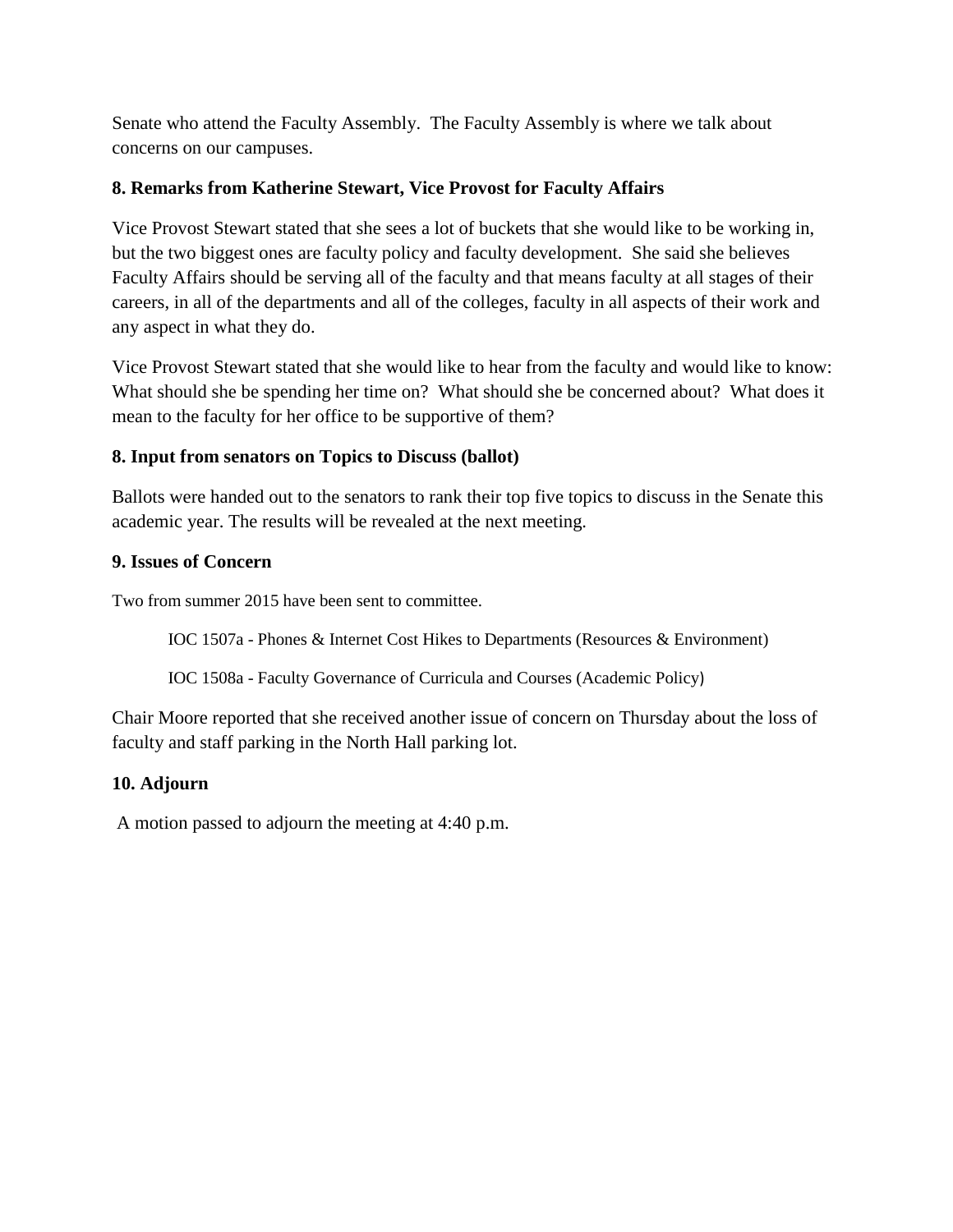Senate who attend the Faculty Assembly.  The Faculty Assembly is where we talk about concerns on our campuses.

**8. Remarks from Katherine Stewart, Vice Provost for Faculty Affairs**

Vice Provost Stewart stated that she sees a lot of buckets that she would like to be working in, but the two biggest ones are faculty policy and faculty development.  She said she believes Faculty Affairs should be serving all of the faculty and that means faculty at all stages of their careers, in all of the departments and all of the colleges, faculty in all aspects of their work and any aspect in what they do.

Vice Provost Stewart stated that she would like to hear from the faculty and would like to know: What should she be spending her time on?  What should she be concerned about?  What does it mean to the faculty for her office to be supportive of them?

**8. Input from senators on Topics to Discuss (ballot)**

Ballots were handed out to the senators to rank their top five topics to discuss in the Senate this academic year. The results will be revealed at the next meeting.

**9. Issues of Concern**

Two from summer 2015 have been sent to committee.

IOC 1507a - Phones & Internet Cost Hikes to Departments (Resources & Environment)

IOC 1508a - Faculty Governance of Curricula and Courses (Academic Policy)

Chair Moore reported that she received another issue of concern on Thursday about the loss of faculty and staff parking in the North Hall parking lot.

**10. Adjourn**

A motion passed to adjourn the meeting at 4:40 p.m.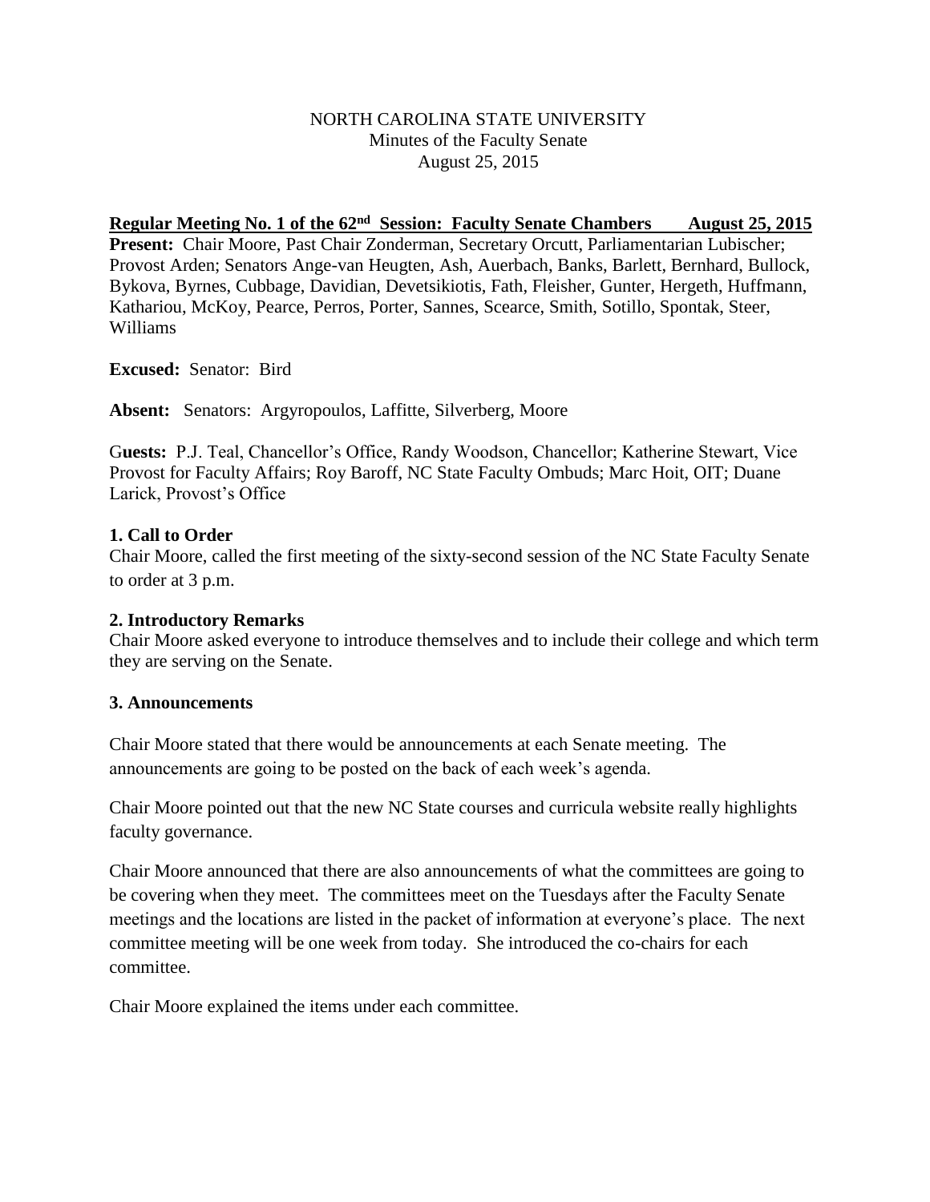NORTH CAROLINA STATE UNIVERSITY
Minutes of the Faculty Senate
August 25, 2015

**Regular Meeting No. 1 of the 62nd Session: Faculty Senate Chambers August 25, 2015**

**Present:** Chair Moore, Past Chair Zonderman, Secretary Orcutt, Parliamentarian Lubischer; Provost Arden; Senators Ange-van Heugten, Ash, Auerbach, Banks, Barlett, Bernhard, Bullock, Bykova, Byrnes, Cubbage, Davidian, Devetsikiotis, Fath, Fleisher, Gunter, Hergeth, Huffmann, Kathariou, McKoy, Pearce, Perros, Porter, Sannes, Scearce, Smith, Sotillo, Spontak, Steer, Williams

**Excused:** Senator: Bird

**Absent:** Senators: Argyropoulos, Laffitte, Silverberg, Moore

G**uests:** P.J. Teal, Chancellor's Office, Randy Woodson, Chancellor; Katherine Stewart, Vice Provost for Faculty Affairs; Roy Baroff, NC State Faculty Ombuds; Marc Hoit, OIT; Duane Larick, Provost's Office

**1. Call to Order**

Chair Moore, called the first meeting of the sixty-second session of the NC State Faculty Senate to order at 3 p.m.

**2. Introductory Remarks**

Chair Moore asked everyone to introduce themselves and to include their college and which term they are serving on the Senate.

**3. Announcements**

Chair Moore stated that there would be announcements at each Senate meeting. The announcements are going to be posted on the back of each week's agenda.

Chair Moore pointed out that the new NC State courses and curricula website really highlights faculty governance.

Chair Moore announced that there are also announcements of what the committees are going to be covering when they meet. The committees meet on the Tuesdays after the Faculty Senate meetings and the locations are listed in the packet of information at everyone's place. The next committee meeting will be one week from today. She introduced the co-chairs for each committee.

Chair Moore explained the items under each committee.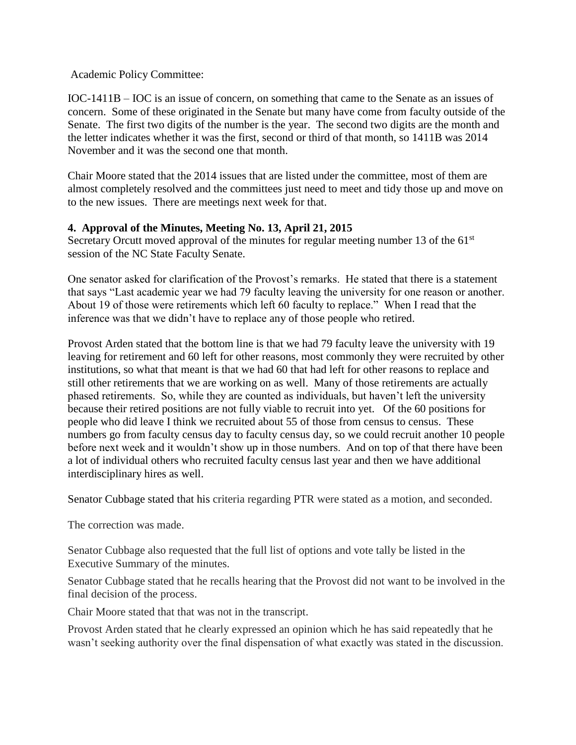Academic Policy Committee:

IOC-1411B – IOC is an issue of concern, on something that came to the Senate as an issues of concern. Some of these originated in the Senate but many have come from faculty outside of the Senate. The first two digits of the number is the year. The second two digits are the month and the letter indicates whether it was the first, second or third of that month, so 1411B was 2014 November and it was the second one that month.

Chair Moore stated that the 2014 issues that are listed under the committee, most of them are almost completely resolved and the committees just need to meet and tidy those up and move on to the new issues. There are meetings next week for that.

**4. Approval of the Minutes, Meeting No. 13, April 21, 2015**

Secretary Orcutt moved approval of the minutes for regular meeting number 13 of the 61st session of the NC State Faculty Senate.

One senator asked for clarification of the Provost's remarks. He stated that there is a statement that says "Last academic year we had 79 faculty leaving the university for one reason or another. About 19 of those were retirements which left 60 faculty to replace." When I read that the inference was that we didn't have to replace any of those people who retired.

Provost Arden stated that the bottom line is that we had 79 faculty leave the university with 19 leaving for retirement and 60 left for other reasons, most commonly they were recruited by other institutions, so what that meant is that we had 60 that had left for other reasons to replace and still other retirements that we are working on as well. Many of those retirements are actually phased retirements. So, while they are counted as individuals, but haven't left the university because their retired positions are not fully viable to recruit into yet. Of the 60 positions for people who did leave I think we recruited about 55 of those from census to census. These numbers go from faculty census day to faculty census day, so we could recruit another 10 people before next week and it wouldn't show up in those numbers. And on top of that there have been a lot of individual others who recruited faculty census last year and then we have additional interdisciplinary hires as well.

Senator Cubbage stated that his criteria regarding PTR were stated as a motion, and seconded.

The correction was made.

Senator Cubbage also requested that the full list of options and vote tally be listed in the Executive Summary of the minutes.

Senator Cubbage stated that he recalls hearing that the Provost did not want to be involved in the final decision of the process.

Chair Moore stated that that was not in the transcript.

Provost Arden stated that he clearly expressed an opinion which he has said repeatedly that he wasn't seeking authority over the final dispensation of what exactly was stated in the discussion.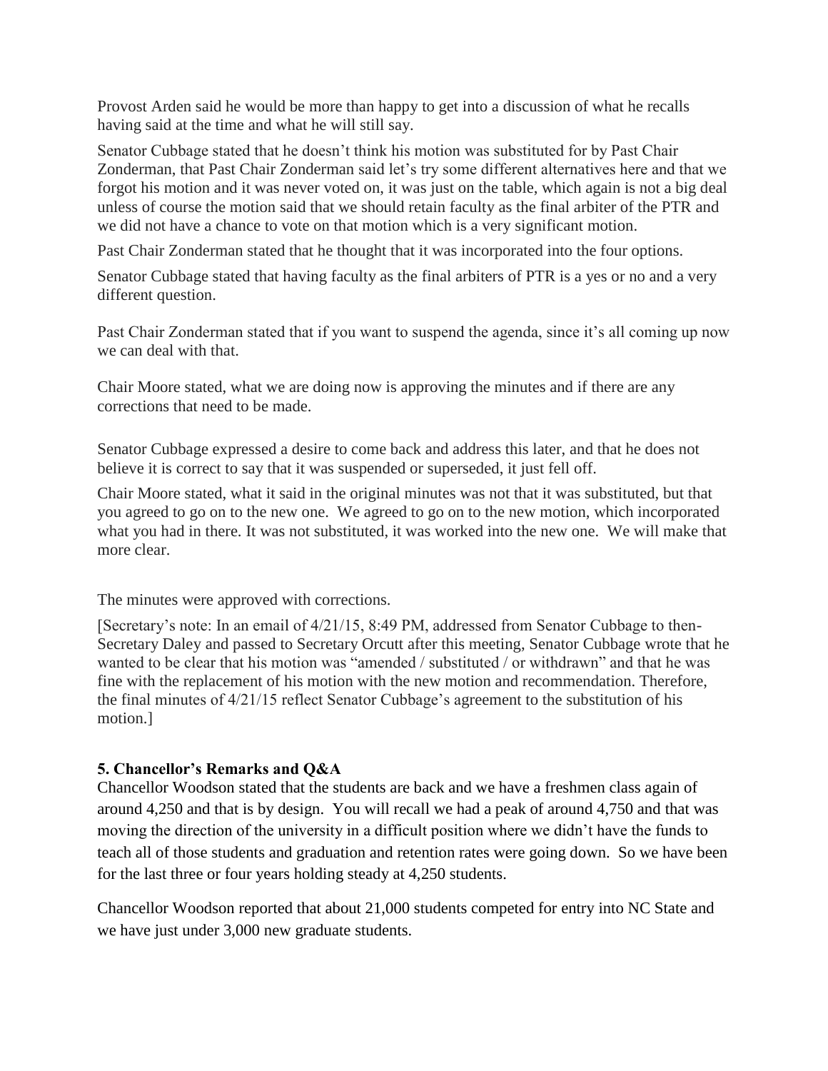Provost Arden said he would be more than happy to get into a discussion of what he recalls having said at the time and what he will still say.

Senator Cubbage stated that he doesn't think his motion was substituted for by Past Chair Zonderman, that Past Chair Zonderman said let's try some different alternatives here and that we forgot his motion and it was never voted on, it was just on the table, which again is not a big deal unless of course the motion said that we should retain faculty as the final arbiter of the PTR and we did not have a chance to vote on that motion which is a very significant motion.

Past Chair Zonderman stated that he thought that it was incorporated into the four options.

Senator Cubbage stated that having faculty as the final arbiters of PTR is a yes or no and a very different question.

Past Chair Zonderman stated that if you want to suspend the agenda, since it's all coming up now we can deal with that.

Chair Moore stated, what we are doing now is approving the minutes and if there are any corrections that need to be made.

Senator Cubbage expressed a desire to come back and address this later, and that he does not believe it is correct to say that it was suspended or superseded, it just fell off.

Chair Moore stated, what it said in the original minutes was not that it was substituted, but that you agreed to go on to the new one. We agreed to go on to the new motion, which incorporated what you had in there. It was not substituted, it was worked into the new one. We will make that more clear.

The minutes were approved with corrections.

[Secretary's note: In an email of 4/21/15, 8:49 PM, addressed from Senator Cubbage to then-Secretary Daley and passed to Secretary Orcutt after this meeting, Senator Cubbage wrote that he wanted to be clear that his motion was "amended / substituted / or withdrawn" and that he was fine with the replacement of his motion with the new motion and recommendation. Therefore, the final minutes of 4/21/15 reflect Senator Cubbage's agreement to the substitution of his motion.]

**5. Chancellor's Remarks and Q&A**

Chancellor Woodson stated that the students are back and we have a freshmen class again of around 4,250 and that is by design. You will recall we had a peak of around 4,750 and that was moving the direction of the university in a difficult position where we didn't have the funds to teach all of those students and graduation and retention rates were going down. So we have been for the last three or four years holding steady at 4,250 students.

Chancellor Woodson reported that about 21,000 students competed for entry into NC State and we have just under 3,000 new graduate students.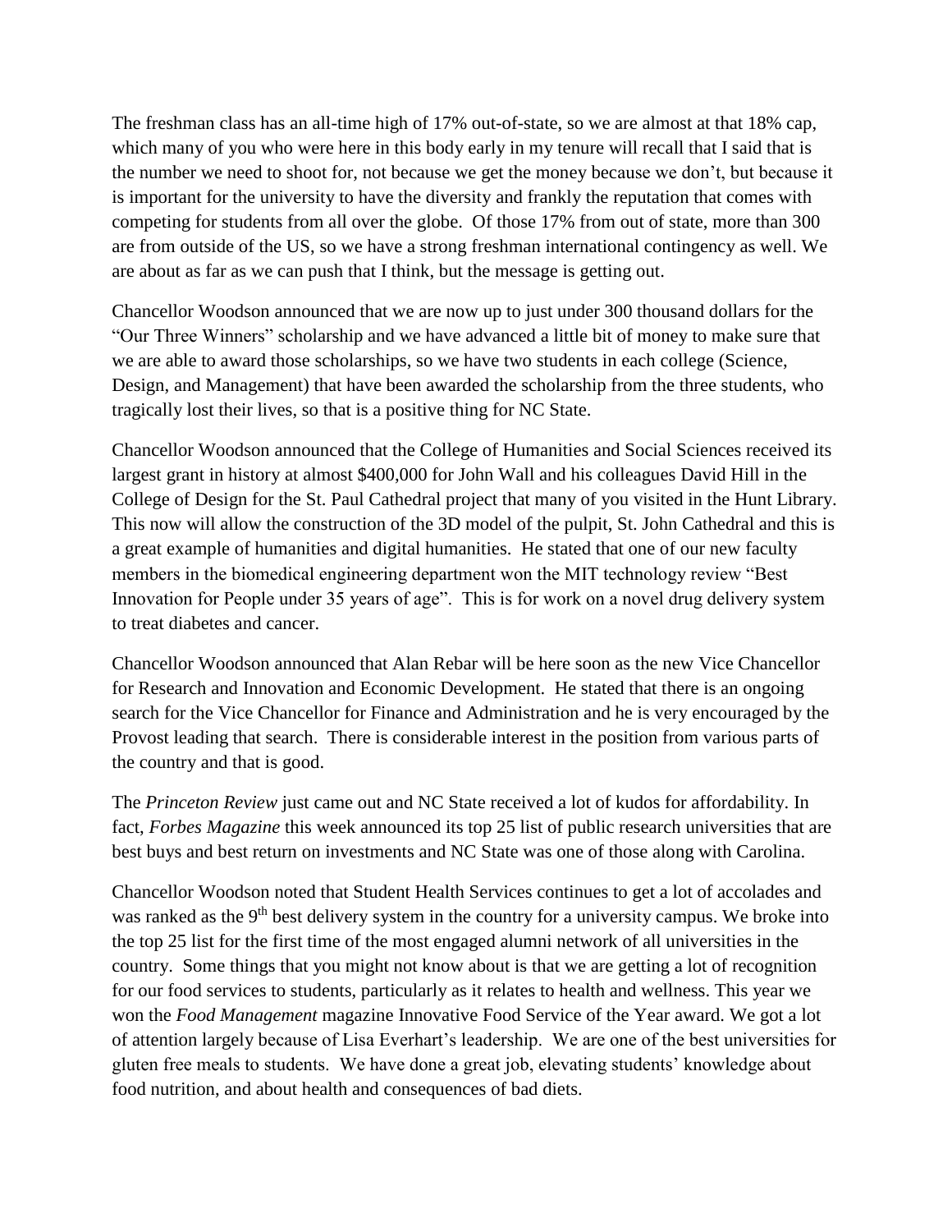The freshman class has an all-time high of 17% out-of-state, so we are almost at that 18% cap, which many of you who were here in this body early in my tenure will recall that I said that is the number we need to shoot for, not because we get the money because we don't, but because it is important for the university to have the diversity and frankly the reputation that comes with competing for students from all over the globe. Of those 17% from out of state, more than 300 are from outside of the US, so we have a strong freshman international contingency as well. We are about as far as we can push that I think, but the message is getting out.

Chancellor Woodson announced that we are now up to just under 300 thousand dollars for the "Our Three Winners" scholarship and we have advanced a little bit of money to make sure that we are able to award those scholarships, so we have two students in each college (Science, Design, and Management) that have been awarded the scholarship from the three students, who tragically lost their lives, so that is a positive thing for NC State.

Chancellor Woodson announced that the College of Humanities and Social Sciences received its largest grant in history at almost $400,000 for John Wall and his colleagues David Hill in the College of Design for the St. Paul Cathedral project that many of you visited in the Hunt Library. This now will allow the construction of the 3D model of the pulpit, St. John Cathedral and this is a great example of humanities and digital humanities. He stated that one of our new faculty members in the biomedical engineering department won the MIT technology review "Best Innovation for People under 35 years of age". This is for work on a novel drug delivery system to treat diabetes and cancer.

Chancellor Woodson announced that Alan Rebar will be here soon as the new Vice Chancellor for Research and Innovation and Economic Development. He stated that there is an ongoing search for the Vice Chancellor for Finance and Administration and he is very encouraged by the Provost leading that search. There is considerable interest in the position from various parts of the country and that is good.

The *Princeton Review* just came out and NC State received a lot of kudos for affordability. In fact, *Forbes Magazine* this week announced its top 25 list of public research universities that are best buys and best return on investments and NC State was one of those along with Carolina.

Chancellor Woodson noted that Student Health Services continues to get a lot of accolades and was ranked as the 9th best delivery system in the country for a university campus. We broke into the top 25 list for the first time of the most engaged alumni network of all universities in the country. Some things that you might not know about is that we are getting a lot of recognition for our food services to students, particularly as it relates to health and wellness. This year we won the *Food Management* magazine Innovative Food Service of the Year award. We got a lot of attention largely because of Lisa Everhart's leadership. We are one of the best universities for gluten free meals to students. We have done a great job, elevating students' knowledge about food nutrition, and about health and consequences of bad diets.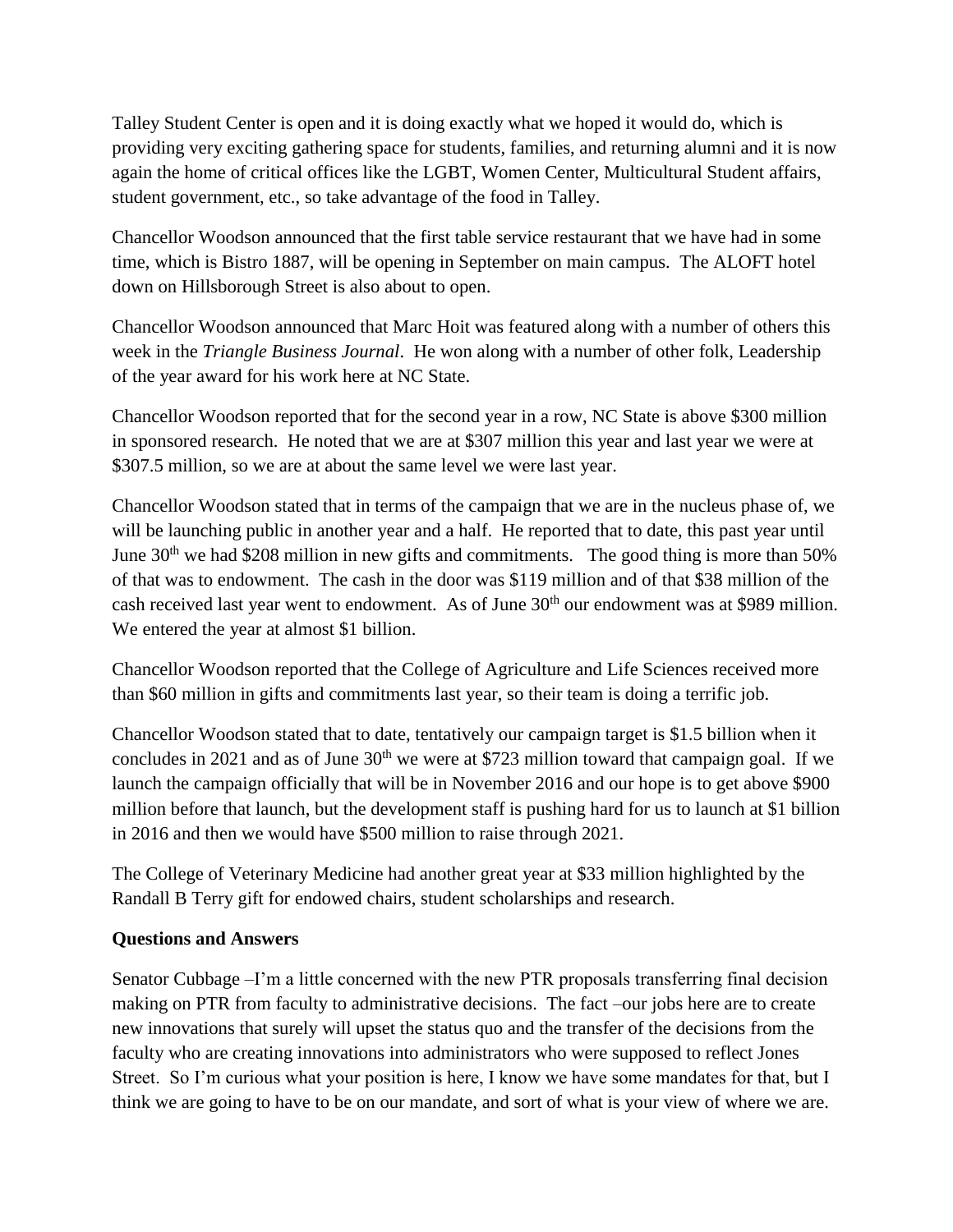Talley Student Center is open and it is doing exactly what we hoped it would do, which is providing very exciting gathering space for students, families, and returning alumni and it is now again the home of critical offices like the LGBT, Women Center, Multicultural Student affairs, student government, etc., so take advantage of the food in Talley.

Chancellor Woodson announced that the first table service restaurant that we have had in some time, which is Bistro 1887, will be opening in September on main campus. The ALOFT hotel down on Hillsborough Street is also about to open.

Chancellor Woodson announced that Marc Hoit was featured along with a number of others this week in the *Triangle Business Journal*. He won along with a number of other folk, Leadership of the year award for his work here at NC State.

Chancellor Woodson reported that for the second year in a row, NC State is above $300 million in sponsored research. He noted that we are at $307 million this year and last year we were at $307.5 million, so we are at about the same level we were last year.

Chancellor Woodson stated that in terms of the campaign that we are in the nucleus phase of, we will be launching public in another year and a half. He reported that to date, this past year until June 30th we had $208 million in new gifts and commitments. The good thing is more than 50% of that was to endowment. The cash in the door was $119 million and of that $38 million of the cash received last year went to endowment. As of June 30th our endowment was at $989 million. We entered the year at almost $1 billion.

Chancellor Woodson reported that the College of Agriculture and Life Sciences received more than $60 million in gifts and commitments last year, so their team is doing a terrific job.

Chancellor Woodson stated that to date, tentatively our campaign target is $1.5 billion when it concludes in 2021 and as of June 30th we were at $723 million toward that campaign goal. If we launch the campaign officially that will be in November 2016 and our hope is to get above $900 million before that launch, but the development staff is pushing hard for us to launch at $1 billion in 2016 and then we would have $500 million to raise through 2021.

The College of Veterinary Medicine had another great year at $33 million highlighted by the Randall B Terry gift for endowed chairs, student scholarships and research.

**Questions and Answers**

Senator Cubbage –I'm a little concerned with the new PTR proposals transferring final decision making on PTR from faculty to administrative decisions. The fact –our jobs here are to create new innovations that surely will upset the status quo and the transfer of the decisions from the faculty who are creating innovations into administrators who were supposed to reflect Jones Street. So I'm curious what your position is here, I know we have some mandates for that, but I think we are going to have to be on our mandate, and sort of what is your view of where we are.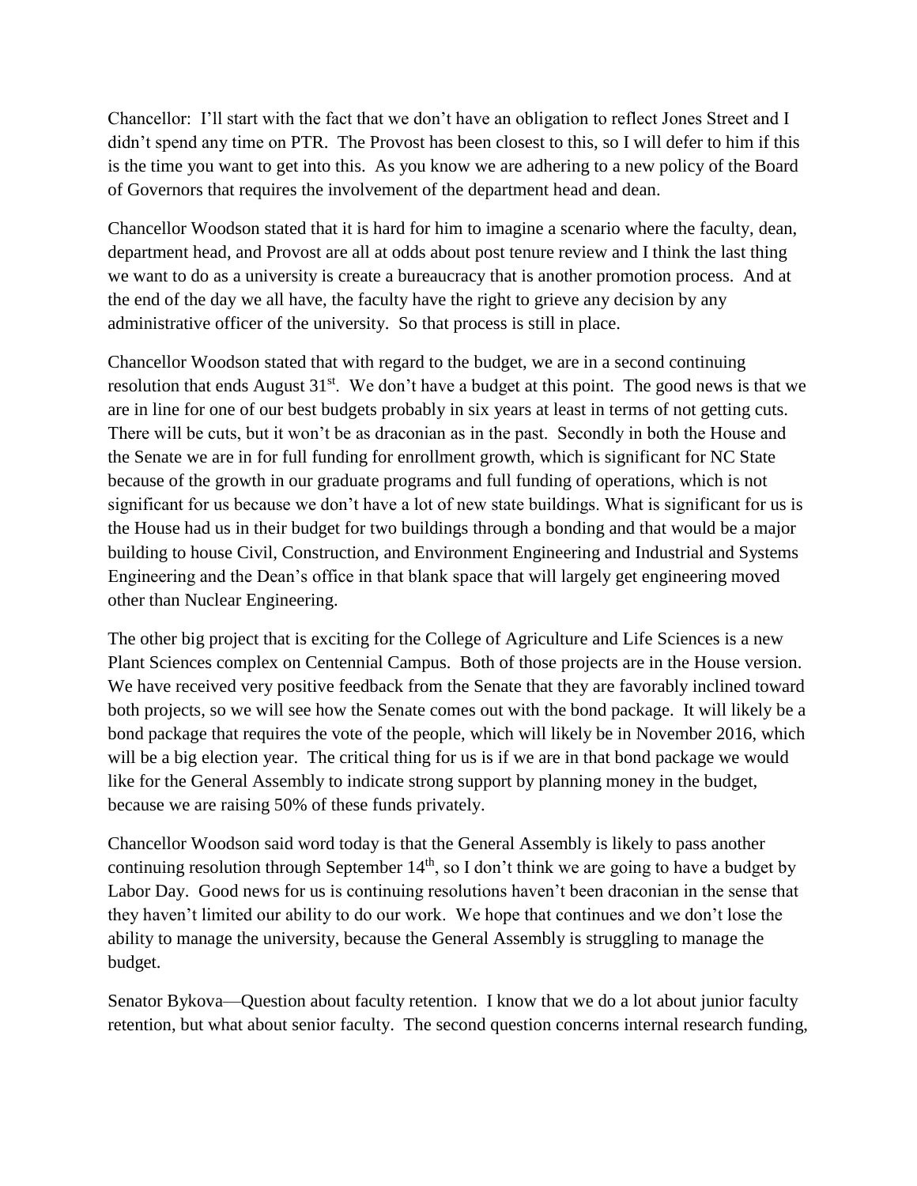Chancellor: I'll start with the fact that we don't have an obligation to reflect Jones Street and I didn't spend any time on PTR. The Provost has been closest to this, so I will defer to him if this is the time you want to get into this. As you know we are adhering to a new policy of the Board of Governors that requires the involvement of the department head and dean.

Chancellor Woodson stated that it is hard for him to imagine a scenario where the faculty, dean, department head, and Provost are all at odds about post tenure review and I think the last thing we want to do as a university is create a bureaucracy that is another promotion process. And at the end of the day we all have, the faculty have the right to grieve any decision by any administrative officer of the university. So that process is still in place.

Chancellor Woodson stated that with regard to the budget, we are in a second continuing resolution that ends August 31st. We don't have a budget at this point. The good news is that we are in line for one of our best budgets probably in six years at least in terms of not getting cuts. There will be cuts, but it won't be as draconian as in the past. Secondly in both the House and the Senate we are in for full funding for enrollment growth, which is significant for NC State because of the growth in our graduate programs and full funding of operations, which is not significant for us because we don't have a lot of new state buildings. What is significant for us is the House had us in their budget for two buildings through a bonding and that would be a major building to house Civil, Construction, and Environment Engineering and Industrial and Systems Engineering and the Dean's office in that blank space that will largely get engineering moved other than Nuclear Engineering.

The other big project that is exciting for the College of Agriculture and Life Sciences is a new Plant Sciences complex on Centennial Campus. Both of those projects are in the House version. We have received very positive feedback from the Senate that they are favorably inclined toward both projects, so we will see how the Senate comes out with the bond package. It will likely be a bond package that requires the vote of the people, which will likely be in November 2016, which will be a big election year. The critical thing for us is if we are in that bond package we would like for the General Assembly to indicate strong support by planning money in the budget, because we are raising 50% of these funds privately.

Chancellor Woodson said word today is that the General Assembly is likely to pass another continuing resolution through September 14th, so I don't think we are going to have a budget by Labor Day. Good news for us is continuing resolutions haven't been draconian in the sense that they haven't limited our ability to do our work. We hope that continues and we don't lose the ability to manage the university, because the General Assembly is struggling to manage the budget.

Senator Bykova—Question about faculty retention. I know that we do a lot about junior faculty retention, but what about senior faculty. The second question concerns internal research funding,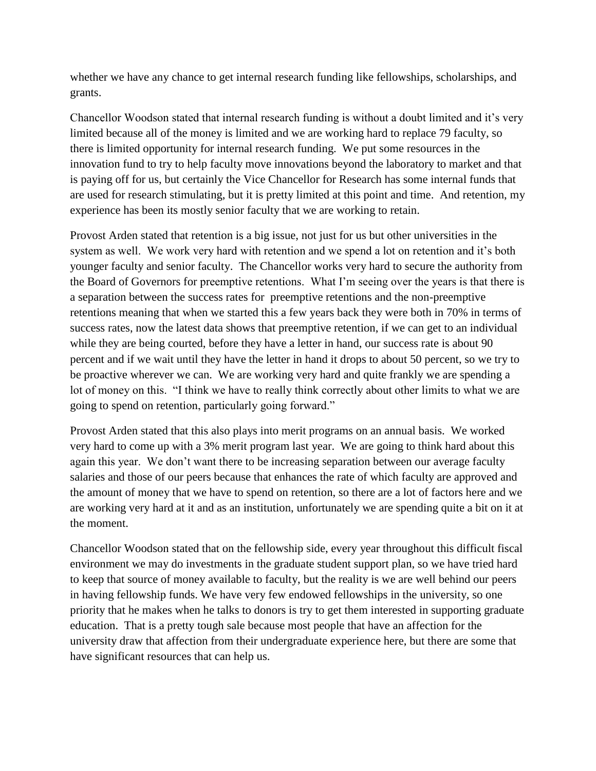whether we have any chance to get internal research funding like fellowships, scholarships, and grants.

Chancellor Woodson stated that internal research funding is without a doubt limited and it's very limited because all of the money is limited and we are working hard to replace 79 faculty, so there is limited opportunity for internal research funding. We put some resources in the innovation fund to try to help faculty move innovations beyond the laboratory to market and that is paying off for us, but certainly the Vice Chancellor for Research has some internal funds that are used for research stimulating, but it is pretty limited at this point and time. And retention, my experience has been its mostly senior faculty that we are working to retain.

Provost Arden stated that retention is a big issue, not just for us but other universities in the system as well. We work very hard with retention and we spend a lot on retention and it's both younger faculty and senior faculty. The Chancellor works very hard to secure the authority from the Board of Governors for preemptive retentions. What I'm seeing over the years is that there is a separation between the success rates for preemptive retentions and the non-preemptive retentions meaning that when we started this a few years back they were both in 70% in terms of success rates, now the latest data shows that preemptive retention, if we can get to an individual while they are being courted, before they have a letter in hand, our success rate is about 90 percent and if we wait until they have the letter in hand it drops to about 50 percent, so we try to be proactive wherever we can. We are working very hard and quite frankly we are spending a lot of money on this. "I think we have to really think correctly about other limits to what we are going to spend on retention, particularly going forward."

Provost Arden stated that this also plays into merit programs on an annual basis. We worked very hard to come up with a 3% merit program last year. We are going to think hard about this again this year. We don't want there to be increasing separation between our average faculty salaries and those of our peers because that enhances the rate of which faculty are approved and the amount of money that we have to spend on retention, so there are a lot of factors here and we are working very hard at it and as an institution, unfortunately we are spending quite a bit on it at the moment.

Chancellor Woodson stated that on the fellowship side, every year throughout this difficult fiscal environment we may do investments in the graduate student support plan, so we have tried hard to keep that source of money available to faculty, but the reality is we are well behind our peers in having fellowship funds. We have very few endowed fellowships in the university, so one priority that he makes when he talks to donors is try to get them interested in supporting graduate education. That is a pretty tough sale because most people that have an affection for the university draw that affection from their undergraduate experience here, but there are some that have significant resources that can help us.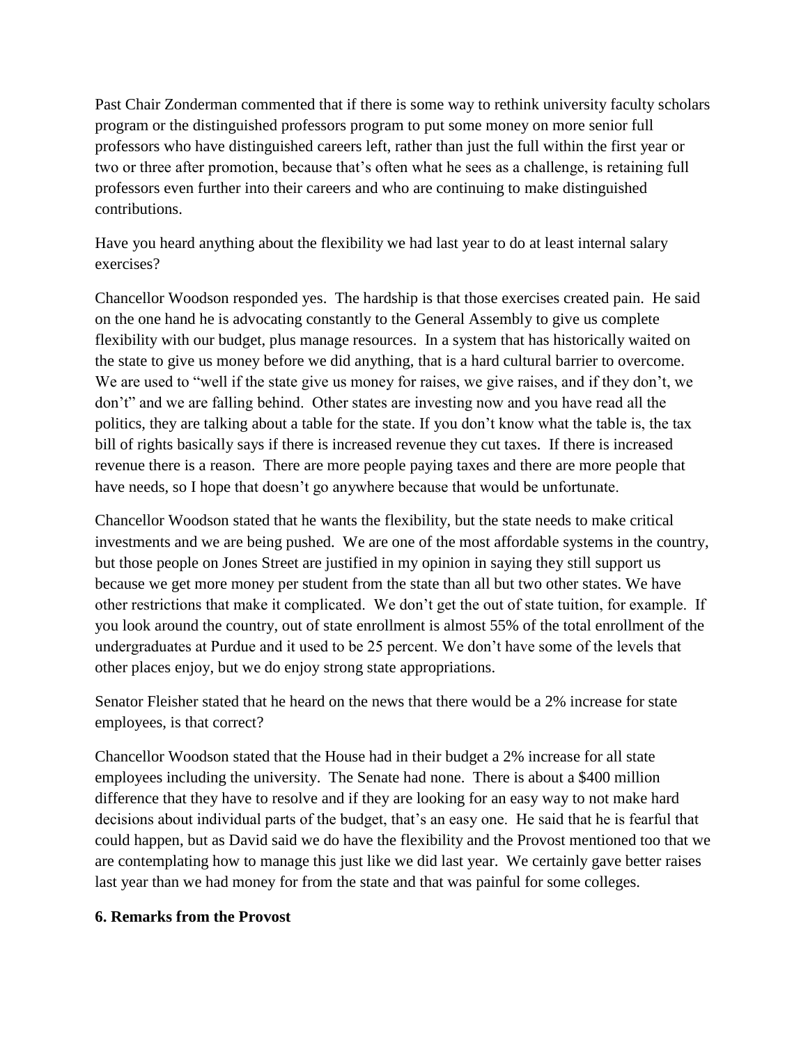Past Chair Zonderman commented that if there is some way to rethink university faculty scholars program or the distinguished professors program to put some money on more senior full professors who have distinguished careers left, rather than just the full within the first year or two or three after promotion, because that's often what he sees as a challenge, is retaining full professors even further into their careers and who are continuing to make distinguished contributions.

Have you heard anything about the flexibility we had last year to do at least internal salary exercises?

Chancellor Woodson responded yes. The hardship is that those exercises created pain. He said on the one hand he is advocating constantly to the General Assembly to give us complete flexibility with our budget, plus manage resources. In a system that has historically waited on the state to give us money before we did anything, that is a hard cultural barrier to overcome. We are used to "well if the state give us money for raises, we give raises, and if they don't, we don't" and we are falling behind. Other states are investing now and you have read all the politics, they are talking about a table for the state. If you don't know what the table is, the tax bill of rights basically says if there is increased revenue they cut taxes. If there is increased revenue there is a reason. There are more people paying taxes and there are more people that have needs, so I hope that doesn't go anywhere because that would be unfortunate.

Chancellor Woodson stated that he wants the flexibility, but the state needs to make critical investments and we are being pushed. We are one of the most affordable systems in the country, but those people on Jones Street are justified in my opinion in saying they still support us because we get more money per student from the state than all but two other states. We have other restrictions that make it complicated. We don't get the out of state tuition, for example. If you look around the country, out of state enrollment is almost 55% of the total enrollment of the undergraduates at Purdue and it used to be 25 percent. We don't have some of the levels that other places enjoy, but we do enjoy strong state appropriations.

Senator Fleisher stated that he heard on the news that there would be a 2% increase for state employees, is that correct?

Chancellor Woodson stated that the House had in their budget a 2% increase for all state employees including the university. The Senate had none. There is about a $400 million difference that they have to resolve and if they are looking for an easy way to not make hard decisions about individual parts of the budget, that's an easy one. He said that he is fearful that could happen, but as David said we do have the flexibility and the Provost mentioned too that we are contemplating how to manage this just like we did last year. We certainly gave better raises last year than we had money for from the state and that was painful for some colleges.

**6. Remarks from the Provost**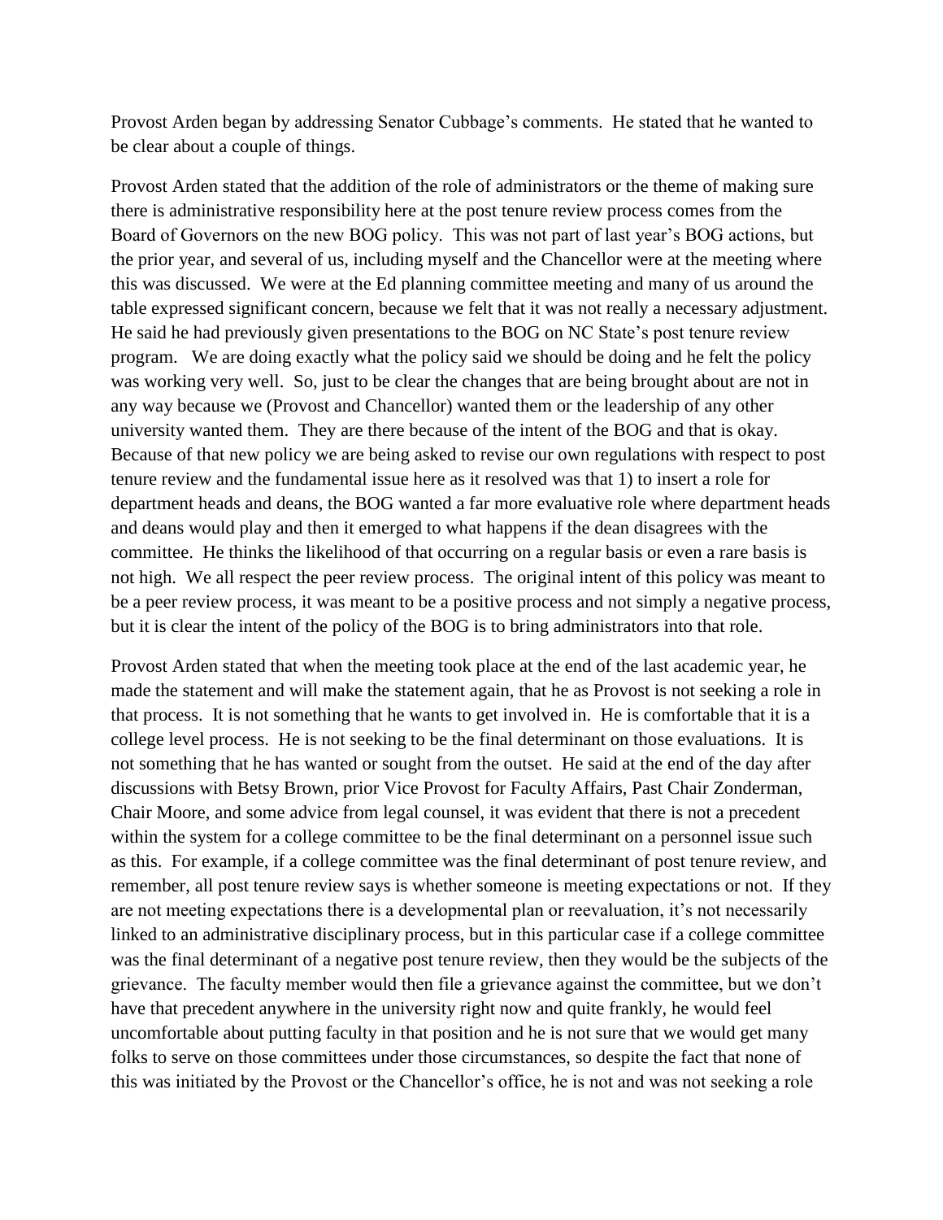Provost Arden began by addressing Senator Cubbage's comments. He stated that he wanted to be clear about a couple of things.

Provost Arden stated that the addition of the role of administrators or the theme of making sure there is administrative responsibility here at the post tenure review process comes from the Board of Governors on the new BOG policy. This was not part of last year's BOG actions, but the prior year, and several of us, including myself and the Chancellor were at the meeting where this was discussed. We were at the Ed planning committee meeting and many of us around the table expressed significant concern, because we felt that it was not really a necessary adjustment. He said he had previously given presentations to the BOG on NC State's post tenure review program. We are doing exactly what the policy said we should be doing and he felt the policy was working very well. So, just to be clear the changes that are being brought about are not in any way because we (Provost and Chancellor) wanted them or the leadership of any other university wanted them. They are there because of the intent of the BOG and that is okay. Because of that new policy we are being asked to revise our own regulations with respect to post tenure review and the fundamental issue here as it resolved was that 1) to insert a role for department heads and deans, the BOG wanted a far more evaluative role where department heads and deans would play and then it emerged to what happens if the dean disagrees with the committee. He thinks the likelihood of that occurring on a regular basis or even a rare basis is not high. We all respect the peer review process. The original intent of this policy was meant to be a peer review process, it was meant to be a positive process and not simply a negative process, but it is clear the intent of the policy of the BOG is to bring administrators into that role.

Provost Arden stated that when the meeting took place at the end of the last academic year, he made the statement and will make the statement again, that he as Provost is not seeking a role in that process. It is not something that he wants to get involved in. He is comfortable that it is a college level process. He is not seeking to be the final determinant on those evaluations. It is not something that he has wanted or sought from the outset. He said at the end of the day after discussions with Betsy Brown, prior Vice Provost for Faculty Affairs, Past Chair Zonderman, Chair Moore, and some advice from legal counsel, it was evident that there is not a precedent within the system for a college committee to be the final determinant on a personnel issue such as this. For example, if a college committee was the final determinant of post tenure review, and remember, all post tenure review says is whether someone is meeting expectations or not. If they are not meeting expectations there is a developmental plan or reevaluation, it's not necessarily linked to an administrative disciplinary process, but in this particular case if a college committee was the final determinant of a negative post tenure review, then they would be the subjects of the grievance. The faculty member would then file a grievance against the committee, but we don't have that precedent anywhere in the university right now and quite frankly, he would feel uncomfortable about putting faculty in that position and he is not sure that we would get many folks to serve on those committees under those circumstances, so despite the fact that none of this was initiated by the Provost or the Chancellor's office, he is not and was not seeking a role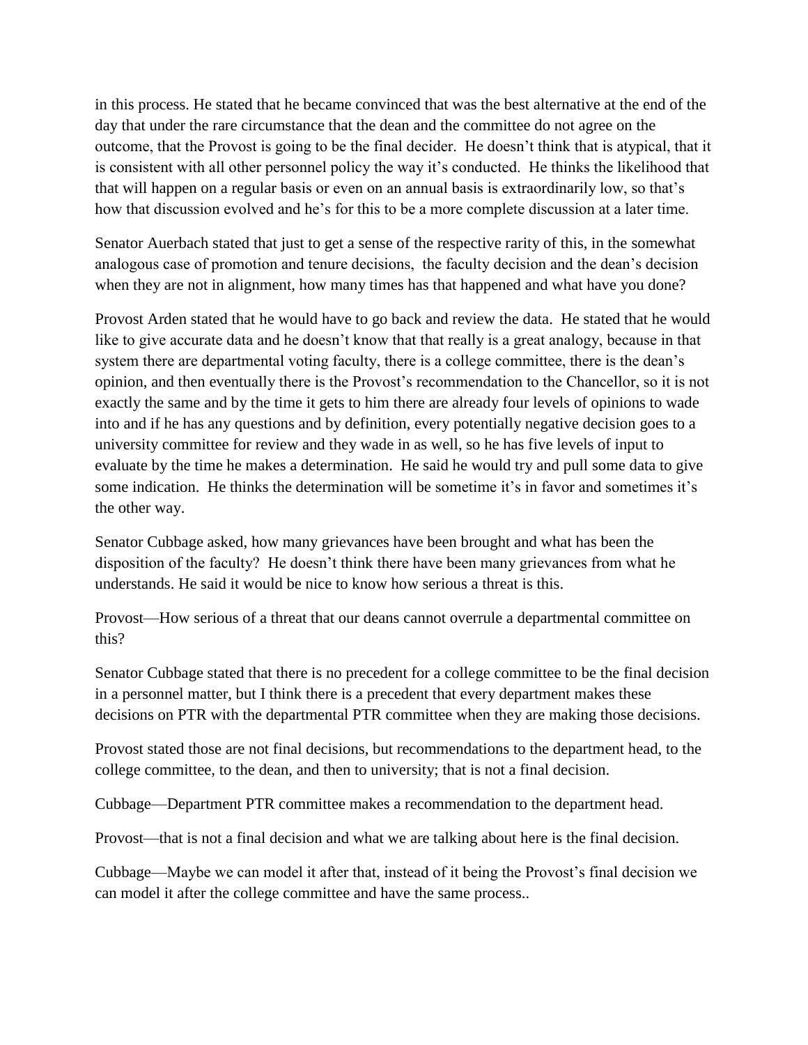in this process. He stated that he became convinced that was the best alternative at the end of the day that under the rare circumstance that the dean and the committee do not agree on the outcome, that the Provost is going to be the final decider. He doesn't think that is atypical, that it is consistent with all other personnel policy the way it's conducted. He thinks the likelihood that that will happen on a regular basis or even on an annual basis is extraordinarily low, so that's how that discussion evolved and he's for this to be a more complete discussion at a later time.

Senator Auerbach stated that just to get a sense of the respective rarity of this, in the somewhat analogous case of promotion and tenure decisions, the faculty decision and the dean's decision when they are not in alignment, how many times has that happened and what have you done?

Provost Arden stated that he would have to go back and review the data. He stated that he would like to give accurate data and he doesn't know that that really is a great analogy, because in that system there are departmental voting faculty, there is a college committee, there is the dean's opinion, and then eventually there is the Provost's recommendation to the Chancellor, so it is not exactly the same and by the time it gets to him there are already four levels of opinions to wade into and if he has any questions and by definition, every potentially negative decision goes to a university committee for review and they wade in as well, so he has five levels of input to evaluate by the time he makes a determination. He said he would try and pull some data to give some indication. He thinks the determination will be sometime it's in favor and sometimes it's the other way.

Senator Cubbage asked, how many grievances have been brought and what has been the disposition of the faculty? He doesn't think there have been many grievances from what he understands. He said it would be nice to know how serious a threat is this.

Provost—How serious of a threat that our deans cannot overrule a departmental committee on this?

Senator Cubbage stated that there is no precedent for a college committee to be the final decision in a personnel matter, but I think there is a precedent that every department makes these decisions on PTR with the departmental PTR committee when they are making those decisions.

Provost stated those are not final decisions, but recommendations to the department head, to the college committee, to the dean, and then to university; that is not a final decision.

Cubbage—Department PTR committee makes a recommendation to the department head.

Provost—that is not a final decision and what we are talking about here is the final decision.

Cubbage—Maybe we can model it after that, instead of it being the Provost's final decision we can model it after the college committee and have the same process..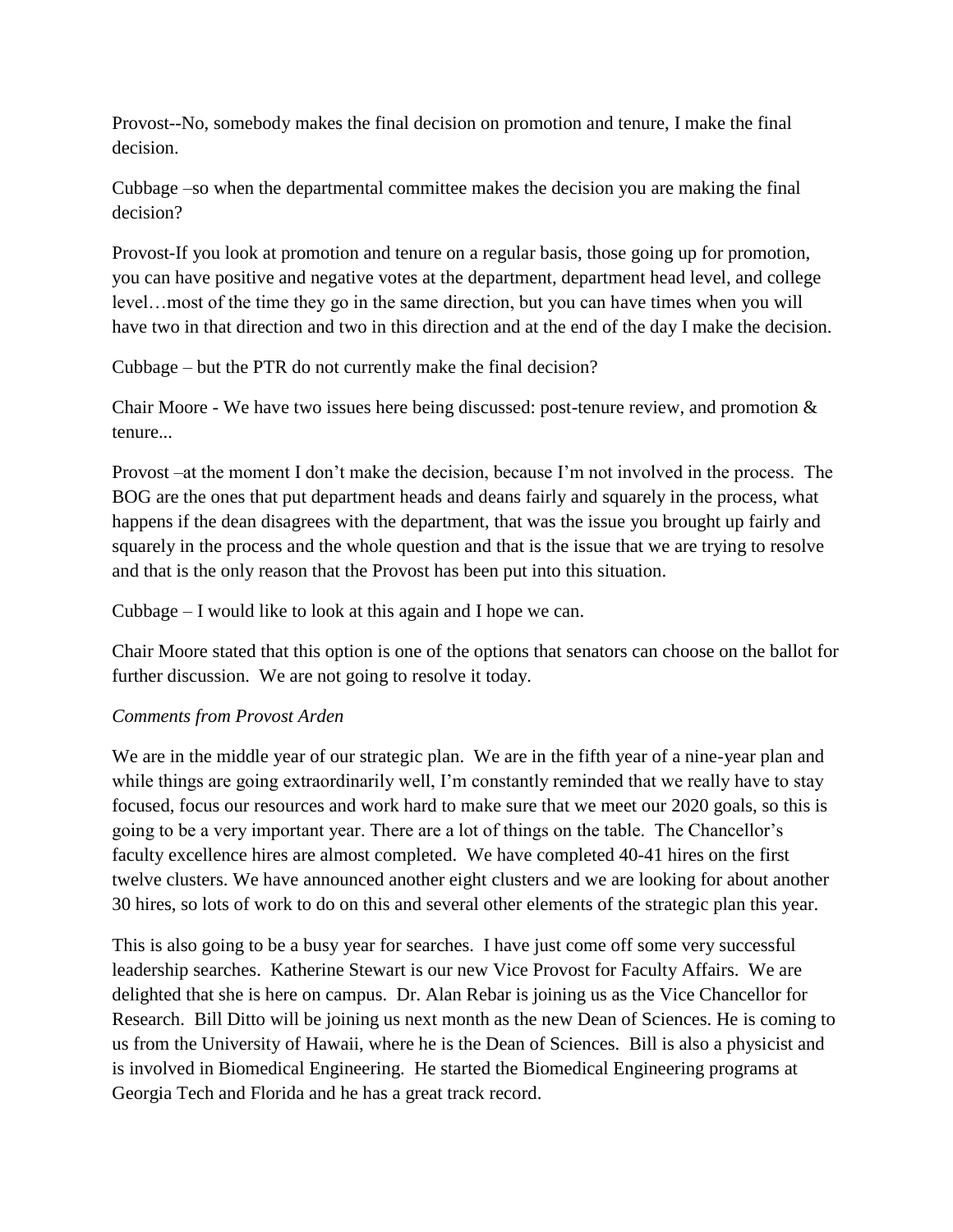Provost--No, somebody makes the final decision on promotion and tenure, I make the final decision.

Cubbage –so when the departmental committee makes the decision you are making the final decision?

Provost-If you look at promotion and tenure on a regular basis, those going up for promotion, you can have positive and negative votes at the department, department head level, and college level…most of the time they go in the same direction, but you can have times when you will have two in that direction and two in this direction and at the end of the day I make the decision.

Cubbage – but the PTR do not currently make the final decision?

Chair Moore - We have two issues here being discussed: post-tenure review, and promotion & tenure...

Provost –at the moment I don't make the decision, because I'm not involved in the process. The BOG are the ones that put department heads and deans fairly and squarely in the process, what happens if the dean disagrees with the department, that was the issue you brought up fairly and squarely in the process and the whole question and that is the issue that we are trying to resolve and that is the only reason that the Provost has been put into this situation.

Cubbage – I would like to look at this again and I hope we can.

Chair Moore stated that this option is one of the options that senators can choose on the ballot for further discussion. We are not going to resolve it today.

*Comments from Provost Arden*

We are in the middle year of our strategic plan. We are in the fifth year of a nine-year plan and while things are going extraordinarily well, I'm constantly reminded that we really have to stay focused, focus our resources and work hard to make sure that we meet our 2020 goals, so this is going to be a very important year. There are a lot of things on the table. The Chancellor's faculty excellence hires are almost completed. We have completed 40-41 hires on the first twelve clusters. We have announced another eight clusters and we are looking for about another 30 hires, so lots of work to do on this and several other elements of the strategic plan this year.

This is also going to be a busy year for searches. I have just come off some very successful leadership searches. Katherine Stewart is our new Vice Provost for Faculty Affairs. We are delighted that she is here on campus. Dr. Alan Rebar is joining us as the Vice Chancellor for Research. Bill Ditto will be joining us next month as the new Dean of Sciences. He is coming to us from the University of Hawaii, where he is the Dean of Sciences. Bill is also a physicist and is involved in Biomedical Engineering. He started the Biomedical Engineering programs at Georgia Tech and Florida and he has a great track record.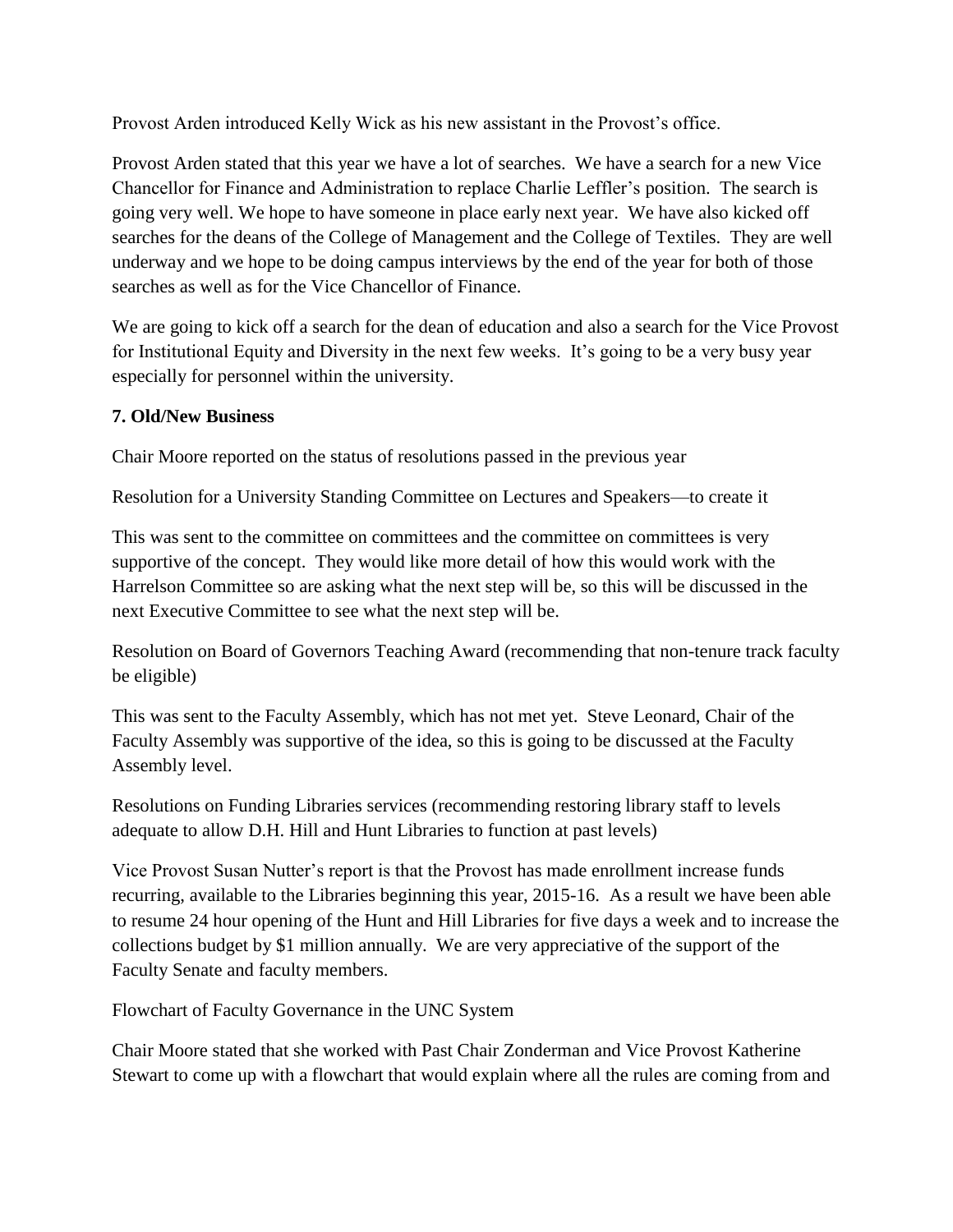Provost Arden introduced Kelly Wick as his new assistant in the Provost's office.

Provost Arden stated that this year we have a lot of searches. We have a search for a new Vice Chancellor for Finance and Administration to replace Charlie Leffler's position. The search is going very well. We hope to have someone in place early next year. We have also kicked off searches for the deans of the College of Management and the College of Textiles. They are well underway and we hope to be doing campus interviews by the end of the year for both of those searches as well as for the Vice Chancellor of Finance.

We are going to kick off a search for the dean of education and also a search for the Vice Provost for Institutional Equity and Diversity in the next few weeks. It's going to be a very busy year especially for personnel within the university.

**7. Old/New Business**

Chair Moore reported on the status of resolutions passed in the previous year

Resolution for a University Standing Committee on Lectures and Speakers—to create it

This was sent to the committee on committees and the committee on committees is very supportive of the concept. They would like more detail of how this would work with the Harrelson Committee so are asking what the next step will be, so this will be discussed in the next Executive Committee to see what the next step will be.

Resolution on Board of Governors Teaching Award (recommending that non-tenure track faculty be eligible)

This was sent to the Faculty Assembly, which has not met yet. Steve Leonard, Chair of the Faculty Assembly was supportive of the idea, so this is going to be discussed at the Faculty Assembly level.

Resolutions on Funding Libraries services (recommending restoring library staff to levels adequate to allow D.H. Hill and Hunt Libraries to function at past levels)

Vice Provost Susan Nutter's report is that the Provost has made enrollment increase funds recurring, available to the Libraries beginning this year, 2015-16. As a result we have been able to resume 24 hour opening of the Hunt and Hill Libraries for five days a week and to increase the collections budget by $1 million annually. We are very appreciative of the support of the Faculty Senate and faculty members.

Flowchart of Faculty Governance in the UNC System

Chair Moore stated that she worked with Past Chair Zonderman and Vice Provost Katherine Stewart to come up with a flowchart that would explain where all the rules are coming from and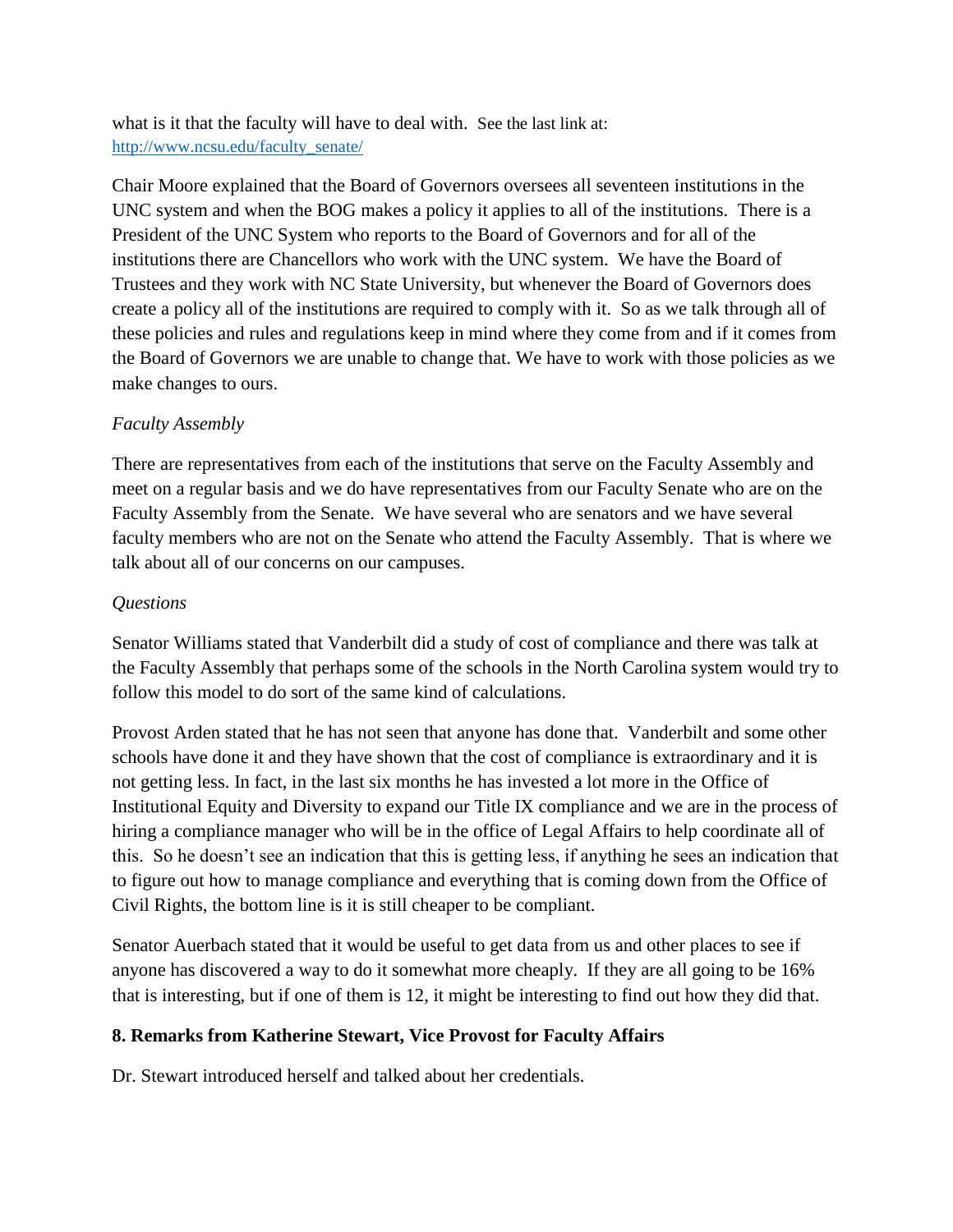what is it that the faculty will have to deal with. See the last link at: [http://www.ncsu.edu/faculty_senate/](http://www.ncsu.edu/faculty_senate/)

Chair Moore explained that the Board of Governors oversees all seventeen institutions in the UNC system and when the BOG makes a policy it applies to all of the institutions. There is a President of the UNC System who reports to the Board of Governors and for all of the institutions there are Chancellors who work with the UNC system. We have the Board of Trustees and they work with NC State University, but whenever the Board of Governors does create a policy all of the institutions are required to comply with it. So as we talk through all of these policies and rules and regulations keep in mind where they come from and if it comes from the Board of Governors we are unable to change that. We have to work with those policies as we make changes to ours.

*Faculty Assembly*

There are representatives from each of the institutions that serve on the Faculty Assembly and meet on a regular basis and we do have representatives from our Faculty Senate who are on the Faculty Assembly from the Senate. We have several who are senators and we have several faculty members who are not on the Senate who attend the Faculty Assembly. That is where we talk about all of our concerns on our campuses.

*Questions*

Senator Williams stated that Vanderbilt did a study of cost of compliance and there was talk at the Faculty Assembly that perhaps some of the schools in the North Carolina system would try to follow this model to do sort of the same kind of calculations.

Provost Arden stated that he has not seen that anyone has done that. Vanderbilt and some other schools have done it and they have shown that the cost of compliance is extraordinary and it is not getting less. In fact, in the last six months he has invested a lot more in the Office of Institutional Equity and Diversity to expand our Title IX compliance and we are in the process of hiring a compliance manager who will be in the office of Legal Affairs to help coordinate all of this. So he doesn't see an indication that this is getting less, if anything he sees an indication that to figure out how to manage compliance and everything that is coming down from the Office of Civil Rights, the bottom line is it is still cheaper to be compliant.

Senator Auerbach stated that it would be useful to get data from us and other places to see if anyone has discovered a way to do it somewhat more cheaply. If they are all going to be 16% that is interesting, but if one of them is 12, it might be interesting to find out how they did that.

**8. Remarks from Katherine Stewart, Vice Provost for Faculty Affairs**

Dr. Stewart introduced herself and talked about her credentials.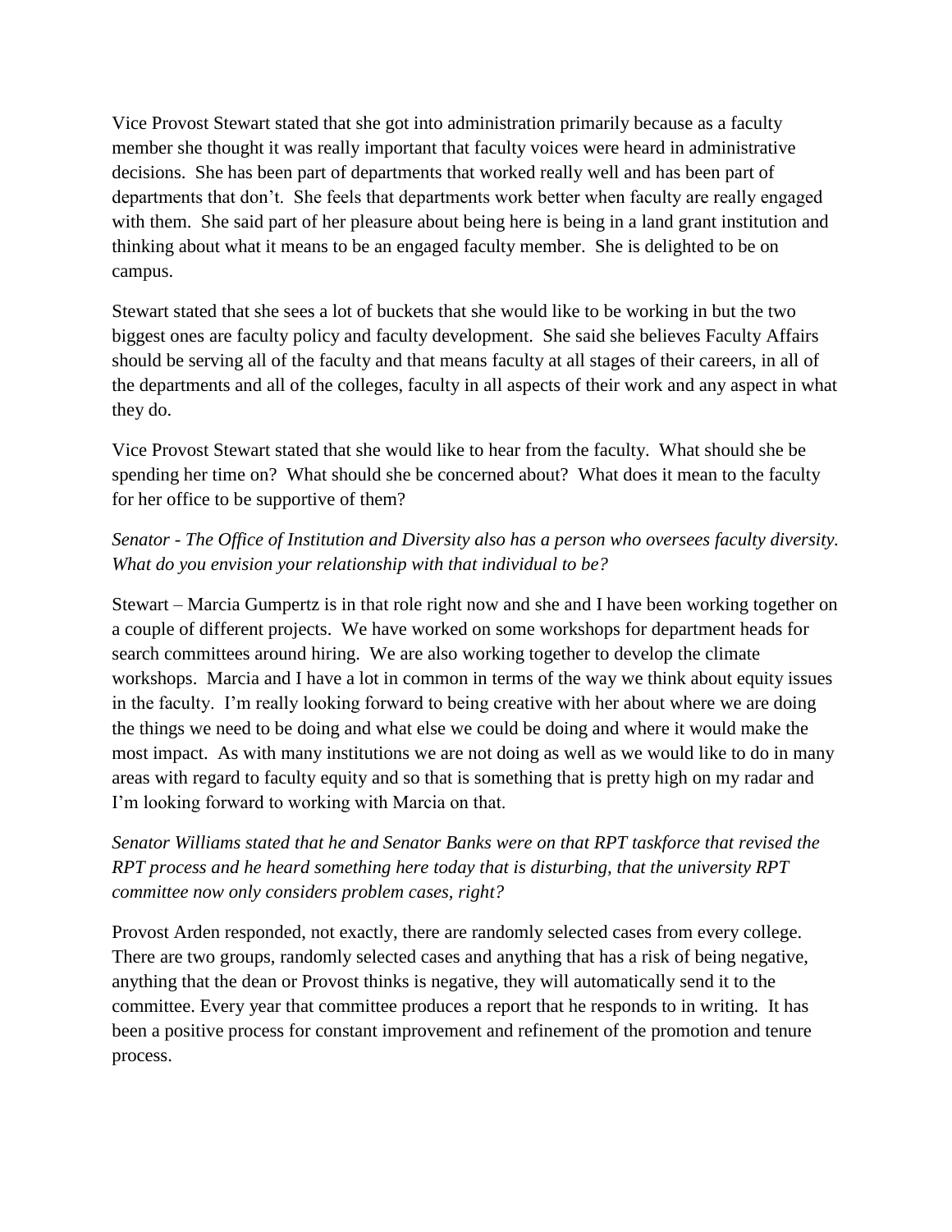Vice Provost Stewart stated that she got into administration primarily because as a faculty member she thought it was really important that faculty voices were heard in administrative decisions. She has been part of departments that worked really well and has been part of departments that don't. She feels that departments work better when faculty are really engaged with them. She said part of her pleasure about being here is being in a land grant institution and thinking about what it means to be an engaged faculty member. She is delighted to be on campus.

Stewart stated that she sees a lot of buckets that she would like to be working in but the two biggest ones are faculty policy and faculty development. She said she believes Faculty Affairs should be serving all of the faculty and that means faculty at all stages of their careers, in all of the departments and all of the colleges, faculty in all aspects of their work and any aspect in what they do.

Vice Provost Stewart stated that she would like to hear from the faculty. What should she be spending her time on? What should she be concerned about? What does it mean to the faculty for her office to be supportive of them?

*Senator - The Office of Institution and Diversity also has a person who oversees faculty diversity. What do you envision your relationship with that individual to be?*

Stewart – Marcia Gumpertz is in that role right now and she and I have been working together on a couple of different projects. We have worked on some workshops for department heads for search committees around hiring. We are also working together to develop the climate workshops. Marcia and I have a lot in common in terms of the way we think about equity issues in the faculty. I'm really looking forward to being creative with her about where we are doing the things we need to be doing and what else we could be doing and where it would make the most impact. As with many institutions we are not doing as well as we would like to do in many areas with regard to faculty equity and so that is something that is pretty high on my radar and I'm looking forward to working with Marcia on that.

*Senator Williams stated that he and Senator Banks were on that RPT taskforce that revised the RPT process and he heard something here today that is disturbing, that the university RPT committee now only considers problem cases, right?*

Provost Arden responded, not exactly, there are randomly selected cases from every college. There are two groups, randomly selected cases and anything that has a risk of being negative, anything that the dean or Provost thinks is negative, they will automatically send it to the committee. Every year that committee produces a report that he responds to in writing. It has been a positive process for constant improvement and refinement of the promotion and tenure process.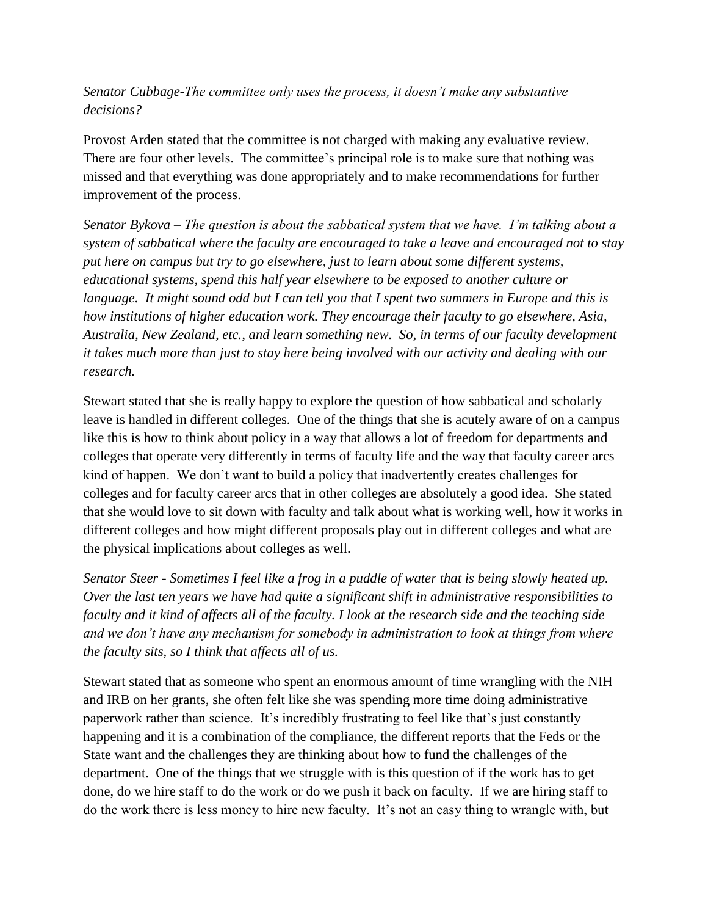*Senator Cubbage-The committee only uses the process, it doesn't make any substantive decisions?*

Provost Arden stated that the committee is not charged with making any evaluative review. There are four other levels. The committee's principal role is to make sure that nothing was missed and that everything was done appropriately and to make recommendations for further improvement of the process.

*Senator Bykova – The question is about the sabbatical system that we have. I'm talking about a system of sabbatical where the faculty are encouraged to take a leave and encouraged not to stay put here on campus but try to go elsewhere, just to learn about some different systems, educational systems, spend this half year elsewhere to be exposed to another culture or language. It might sound odd but I can tell you that I spent two summers in Europe and this is how institutions of higher education work. They encourage their faculty to go elsewhere, Asia, Australia, New Zealand, etc., and learn something new. So, in terms of our faculty development it takes much more than just to stay here being involved with our activity and dealing with our research.*

Stewart stated that she is really happy to explore the question of how sabbatical and scholarly leave is handled in different colleges. One of the things that she is acutely aware of on a campus like this is how to think about policy in a way that allows a lot of freedom for departments and colleges that operate very differently in terms of faculty life and the way that faculty career arcs kind of happen. We don't want to build a policy that inadvertently creates challenges for colleges and for faculty career arcs that in other colleges are absolutely a good idea. She stated that she would love to sit down with faculty and talk about what is working well, how it works in different colleges and how might different proposals play out in different colleges and what are the physical implications about colleges as well.

*Senator Steer - Sometimes I feel like a frog in a puddle of water that is being slowly heated up. Over the last ten years we have had quite a significant shift in administrative responsibilities to faculty and it kind of affects all of the faculty. I look at the research side and the teaching side and we don't have any mechanism for somebody in administration to look at things from where the faculty sits, so I think that affects all of us.*

Stewart stated that as someone who spent an enormous amount of time wrangling with the NIH and IRB on her grants, she often felt like she was spending more time doing administrative paperwork rather than science. It's incredibly frustrating to feel like that's just constantly happening and it is a combination of the compliance, the different reports that the Feds or the State want and the challenges they are thinking about how to fund the challenges of the department. One of the things that we struggle with is this question of if the work has to get done, do we hire staff to do the work or do we push it back on faculty. If we are hiring staff to do the work there is less money to hire new faculty. It's not an easy thing to wrangle with, but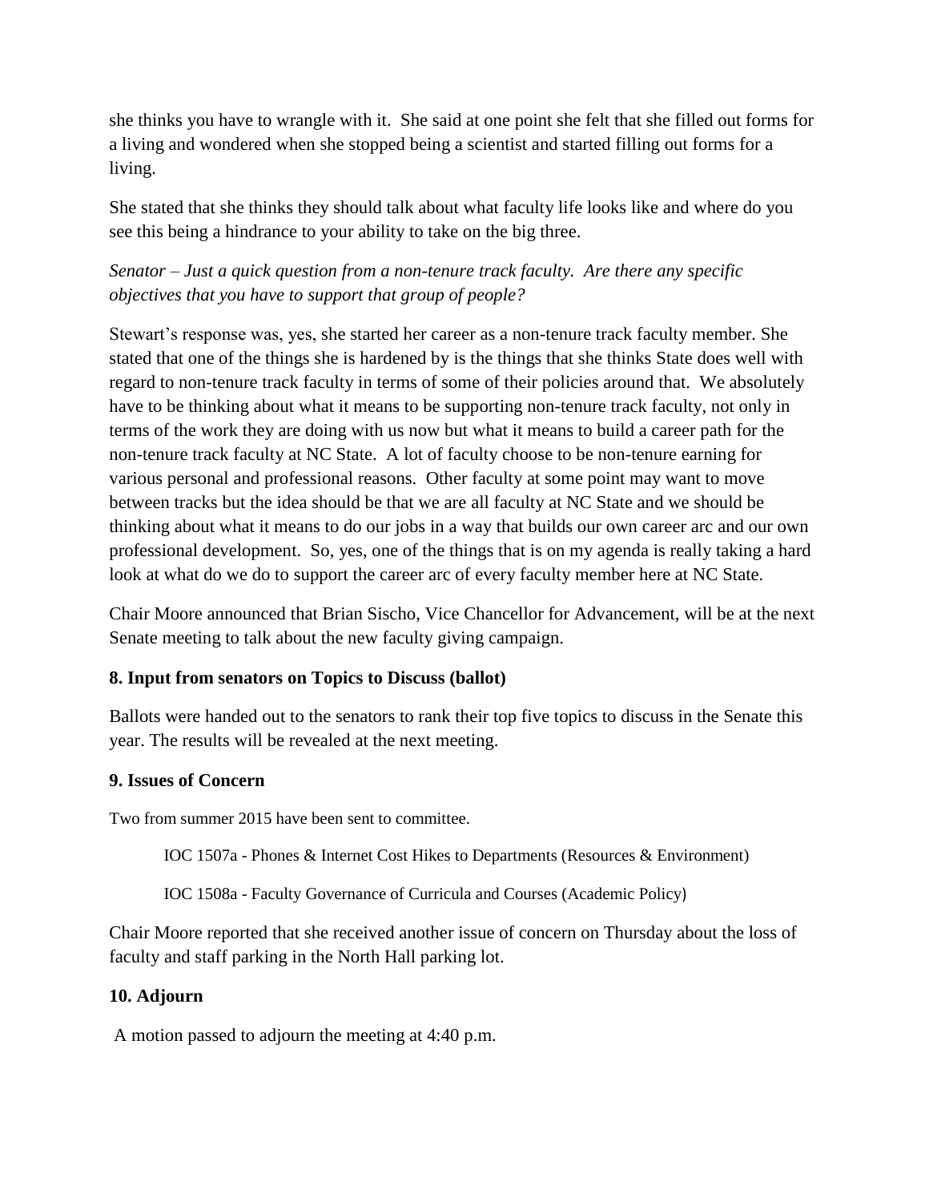she thinks you have to wrangle with it. She said at one point she felt that she filled out forms for a living and wondered when she stopped being a scientist and started filling out forms for a living.

She stated that she thinks they should talk about what faculty life looks like and where do you see this being a hindrance to your ability to take on the big three.

*Senator – Just a quick question from a non-tenure track faculty. Are there any specific objectives that you have to support that group of people?*

Stewart's response was, yes, she started her career as a non-tenure track faculty member. She stated that one of the things she is hardened by is the things that she thinks State does well with regard to non-tenure track faculty in terms of some of their policies around that. We absolutely have to be thinking about what it means to be supporting non-tenure track faculty, not only in terms of the work they are doing with us now but what it means to build a career path for the non-tenure track faculty at NC State. A lot of faculty choose to be non-tenure earning for various personal and professional reasons. Other faculty at some point may want to move between tracks but the idea should be that we are all faculty at NC State and we should be thinking about what it means to do our jobs in a way that builds our own career arc and our own professional development. So, yes, one of the things that is on my agenda is really taking a hard look at what do we do to support the career arc of every faculty member here at NC State.

Chair Moore announced that Brian Sischo, Vice Chancellor for Advancement, will be at the next Senate meeting to talk about the new faculty giving campaign.

**8. Input from senators on Topics to Discuss (ballot)**

Ballots were handed out to the senators to rank their top five topics to discuss in the Senate this year. The results will be revealed at the next meeting.

**9. Issues of Concern**

Two from summer 2015 have been sent to committee.

IOC 1507a - Phones & Internet Cost Hikes to Departments (Resources & Environment)

IOC 1508a - Faculty Governance of Curricula and Courses (Academic Policy)

Chair Moore reported that she received another issue of concern on Thursday about the loss of faculty and staff parking in the North Hall parking lot.

**10. Adjourn**

A motion passed to adjourn the meeting at 4:40 p.m.